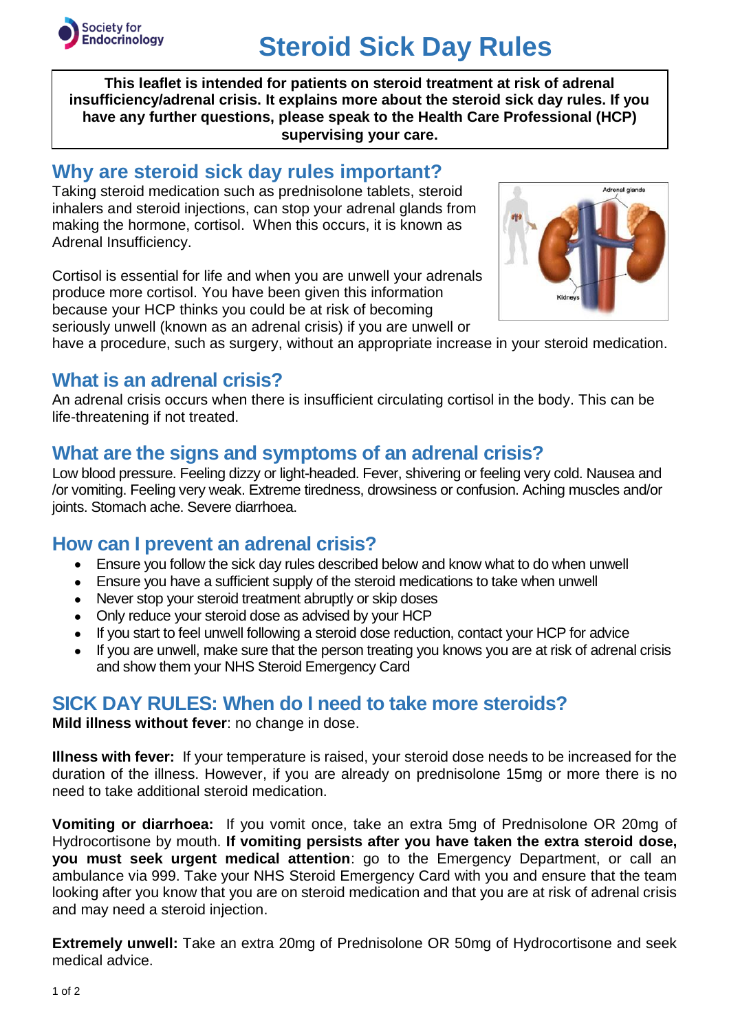Society for Endocrinology

# Steroid Sick Day Rules

**This leaflet is intended for patients on steroid treatment at risk of adrenal insufficiency/adrenal crisis. It explains more about the steroid sick day rules. If you have any further questions, please speak to the Health Care Professional (HCP) supervising your care.**

## Why are steroid sick day rules important?

Taking steroid medication such as prednisolone tablets, steroid inhalers and steroid injections, can stop your adrenal glands from making the hormone, cortisol. When this occurs, it is known as Adrenal Insufficiency.

Cortisol is essential for life and when you are unwell your adrenals produce more cortisol. You have been given this information because your HCP thinks you could be at risk of becoming seriously unwell (known as an adrenal crisis) if you are unwell or have a procedure, such as surgery, without an appropriate increase in your steroid medication.

## What is an adrenal crisis?

An adrenal crisis occurs when there is insufficient circulating cortisol in the body. This can be life-threatening if not treated.

## What are the signs and symptoms of an adrenal crisis?

Low blood pressure. Feeling dizzy or light-headed. Fever, shivering or feeling very cold. Nausea and /or vomiting. Feeling very weak. Extreme tiredness, drowsiness or confusion. Aching muscles and/or joints. Stomach ache. Severe diarrhoea.

## How can I prevent an adrenal crisis?

- Ensure you follow the sick day rules described below and know what to do when unwell
- Ensure you have a sufficient supply of the steroid medications to take when unwell
- Never stop your steroid treatment abruptly or skip doses
- Only reduce your steroid dose as advised by your HCP
- If you start to feel unwell following a steroid dose reduction, contact your HCP for advice
- If you are unwell, make sure that the person treating you knows you are at risk of adrenal crisis and show them your NHS Steroid Emergency Card

## SICK DAY RULES: When do I need to take more steroids?

**Mild illness without fever**: no change in dose.

**Illness with fever:** If your temperature is raised, your steroid dose needs to be increased for the duration of the illness. However, if you are already on prednisolone 15mg or more there is no need to take additional steroid medication.

**Vomiting or diarrhoea:** If you vomit once, take an extra 5mg of Prednisolone OR 20mg of Hydrocortisone by mouth. **If vomiting persists after you have taken the extra steroid dose, you must seek urgent medical attention**: go to the Emergency Department, or call an ambulance via 999. Take your NHS Steroid Emergency Card with you and ensure that the team looking after you know that you are on steroid medication and that you are at risk of adrenal crisis and may need a steroid injection.

**Extremely unwell:** Take an extra 20mg of Prednisolone OR 50mg of Hydrocortisone and seek medical advice.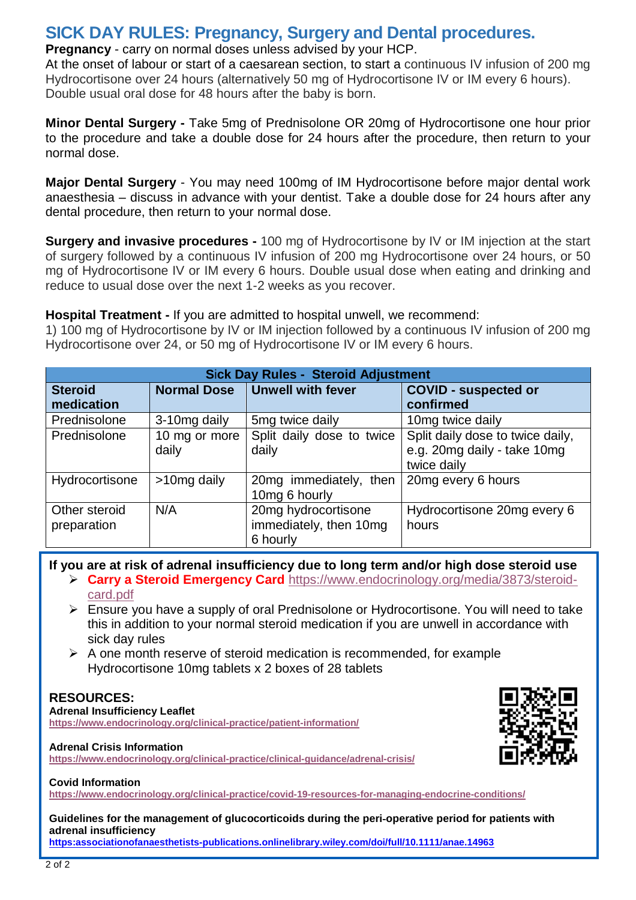# SICK DAY RULES: Pregnancy, Surgery and Dental procedures.

**Pregnancy** - carry on normal doses unless advised by your HCP.
At the onset of labour or start of a caesarean section, to start a continuous IV infusion of 200 mg Hydrocortisone over 24 hours (alternatively 50 mg of Hydrocortisone IV or IM every 6 hours). Double usual oral dose for 48 hours after the baby is born.

**Minor Dental Surgery -** Take 5mg of Prednisolone OR 20mg of Hydrocortisone one hour prior to the procedure and take a double dose for 24 hours after the procedure, then return to your normal dose.

**Major Dental Surgery** - You may need 100mg of IM Hydrocortisone before major dental work anaesthesia – discuss in advance with your dentist. Take a double dose for 24 hours after any dental procedure, then return to your normal dose.

**Surgery and invasive procedures -** 100 mg of Hydrocortisone by IV or IM injection at the start of surgery followed by a continuous IV infusion of 200 mg Hydrocortisone over 24 hours, or 50 mg of Hydrocortisone IV or IM every 6 hours. Double usual dose when eating and drinking and reduce to usual dose over the next 1-2 weeks as you recover.

**Hospital Treatment -** If you are admitted to hospital unwell, we recommend:
1) 100 mg of Hydrocortisone by IV or IM injection followed by a continuous IV infusion of 200 mg Hydrocortisone over 24, or 50 mg of Hydrocortisone IV or IM every 6 hours.

**Sick Day Rules - Steroid Adjustment**

| Steroid medication | Normal Dose | Unwell with fever | COVID - suspected or confirmed |
|---|---|---|---|
| Prednisolone | 3-10mg daily | 5mg twice daily | 10mg twice daily |
| Prednisolone | 10 mg or more daily | Split daily dose to twice daily | Split daily dose to twice daily, e.g. 20mg daily - take 10mg twice daily |
| Hydrocortisone | >10mg daily | 20mg immediately, then 10mg 6 hourly | 20mg every 6 hours |
| Other steroid preparation | N/A | 20mg hydrocortisone immediately, then 10mg 6 hourly | Hydrocortisone 20mg every 6 hours |

**If you are at risk of adrenal insufficiency due to long term and/or high dose steroid use**

- **Carry a Steroid Emergency Card** https://www.endocrinology.org/media/3873/steroid-card.pdf
- Ensure you have a supply of oral Prednisolone or Hydrocortisone. You will need to take this in addition to your normal steroid medication if you are unwell in accordance with sick day rules
- A one month reserve of steroid medication is recommended, for example Hydrocortisone 10mg tablets x 2 boxes of 28 tablets

## RESOURCES:

**Adrenal Insufficiency Leaflet**
https://www.endocrinology.org/clinical-practice/patient-information/

**Adrenal Crisis Information**
https://www.endocrinology.org/clinical-practice/clinical-guidance/adrenal-crisis/

**Covid Information**
https://www.endocrinology.org/clinical-practice/covid-19-resources-for-managing-endocrine-conditions/

**Guidelines for the management of glucocorticoids during the peri-operative period for patients with adrenal insufficiency**
https:associationofanaesthetists-publications.onlinelibrary.wiley.com/doi/full/10.1111/anae.14963